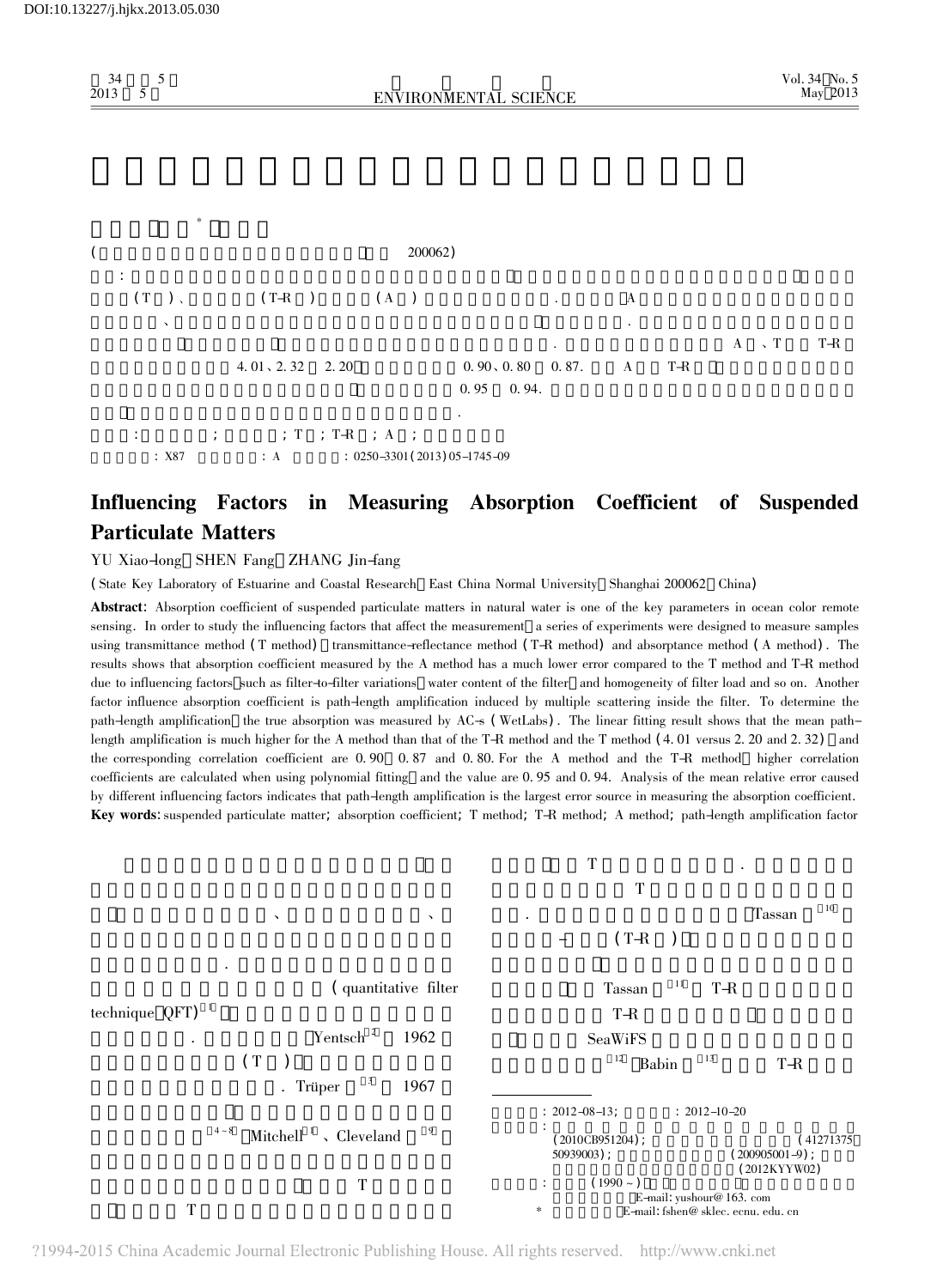DOI:10.13227/j.hjkx.2013.05.030

(200062)

(T )、(T-R )(A ) A

A 、T T-R 4.01、2.32 2.20 0.90、0.80 0.87. A T-R 0.95 0.94.

: ; ; T ; T-R ; A ;

: X87 : A : 0250-3301(2013)05-1745-09

# Influencing Factors in Measuring Absorption Coefficient of Suspended Particulate Matters

YU Xiao-long, SHEN Fang, ZHANG Jin-fang

(State Key Laboratory of Estuarine and Coastal Research, East China Normal University, Shanghai 200062, China)

**Abstract**: Absorption coefficient of suspended particulate matters in natural water is one of the key parameters in ocean color remote sensing. In order to study the influencing factors that affect the measurement, a series of experiments were designed to measure samples using transmittance method (T method), transmittance-reflectance method (T-R method) and absorptance method (A method). The results shows that absorption coefficient measured by the A method has a much lower error compared to the T method and T-R method due to influencing factors, such as filter-to-filter variations, water content of the filter, and homogeneity of filter load and so on. Another factor influence absorption coefficient is path-length amplification induced by multiple scattering inside the filter. To determine the path-length amplification, the true absorption was measured by AC-s (WetLabs). The linear fitting result shows that the mean path-length amplification is much higher for the A method than that of the T-R method and the T method (4.01 versus 2.20 and 2.32), and the corresponding correlation coefficient are 0.90, 0.87 and 0.80. For the A method and the T-R method, higher correlation coefficients are calculated when using polynomial fitting, and the value are 0.95 and 0.94. Analysis of the mean relative error caused by different influencing factors indicates that path-length amplification is the largest error source in measuring the absorption coefficient.

**Key words**: suspended particulate matter; absorption coefficient; T method; T-R method; A method; path-length amplification factor

、 、

(quantitative filter technique, QFT)[1] . Yentsch[2] 1962 (T ) . Trüper[3] 1967 [4~8] Mitchell[1]、Cleveland[9] T T

T . T . Tassan[10] (T-R ) Tassan[11] T-R T-R SeaWiFS [12] Babin[13] T-R

: 2012-08-13; : 2012-10-20

: (2010CB951204); (41271375, 50939003); (200905001-9); (2012KYYW02)

: (1990~) E-mail: yushour@163.com

* E-mail: fshen@sklec.ecnu.edu.cn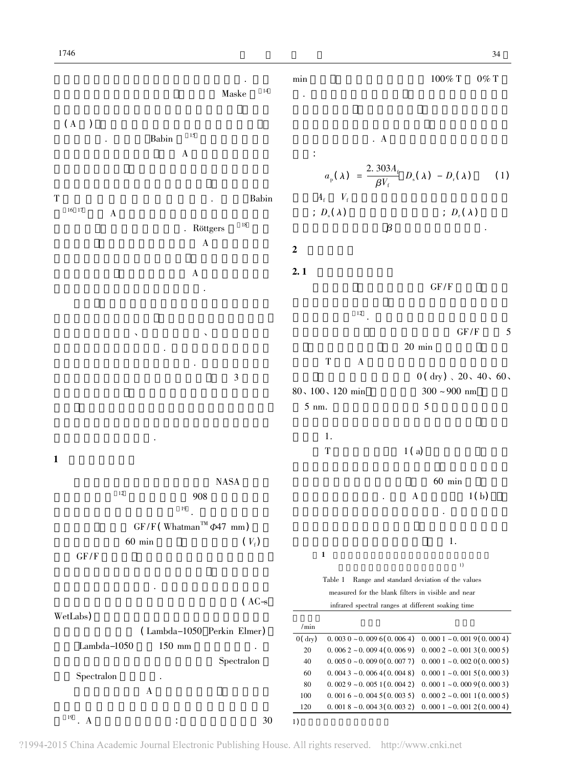. Maske [14]

(A )

. Babin [15]

A

T . Babin [16,17] A

. Röttgers [18]

A

A

.

、 、

.

.

3

.

## 1

NASA

[12] 908

[19].

GF/F (Whatman™ Φ47 mm)

60 min ($V_f$)

GF/F

.

(AC-s WetLabs)

(Lambda-1050 Perkin Elmer)

Lambda-1050 150 mm .

Spectralon

Spectralon .

A

[19]. A : 30

min 100% T 0% T

.

. A

:

$$a_p(\lambda) = \frac{2.303A_f}{\beta V_f}[D_s(\lambda) - D_r(\lambda)] \quad (1)$$

$A_f$ $V_f$

; $D_s(\lambda)$ ; $D_r(\lambda)$

$\beta$ .

## 2

### 2.1

GF/F

[12].

GF/F 5

20 min

T A

0 (dry)、20、40、60、80、100、120 min 300 ~ 900 nm

5 nm. 5

1.

T 1(a)

60 min

. A 1(b)

.

1.

**1** 1)

Table 1 Range and standard deviation of the values measured for the blank filters in visible and near infrared spectral ranges at different soaking time

| /min | | |
|---|---|---|
| 0(dry) | 0.003 0 ~ 0.009 6(0.006 4) | 0.000 1 ~ 0.001 9(0.000 4) |
| 20 | 0.006 2 ~ 0.009 4(0.006 9) | 0.000 2 ~ 0.001 3(0.000 5) |
| 40 | 0.005 0 ~ 0.009 0(0.007 7) | 0.000 1 ~ 0.002 0(0.000 5) |
| 60 | 0.004 3 ~ 0.006 4(0.004 8) | 0.000 1 ~ 0.001 5(0.000 3) |
| 80 | 0.002 9 ~ 0.005 1(0.004 2) | 0.000 1 ~ 0.000 9(0.000 3) |
| 100 | 0.001 6 ~ 0.004 5(0.003 5) | 0.000 2 ~ 0.001 1(0.000 5) |
| 120 | 0.001 8 ~ 0.004 3(0.003 2) | 0.000 1 ~ 0.001 2(0.000 4) |

1)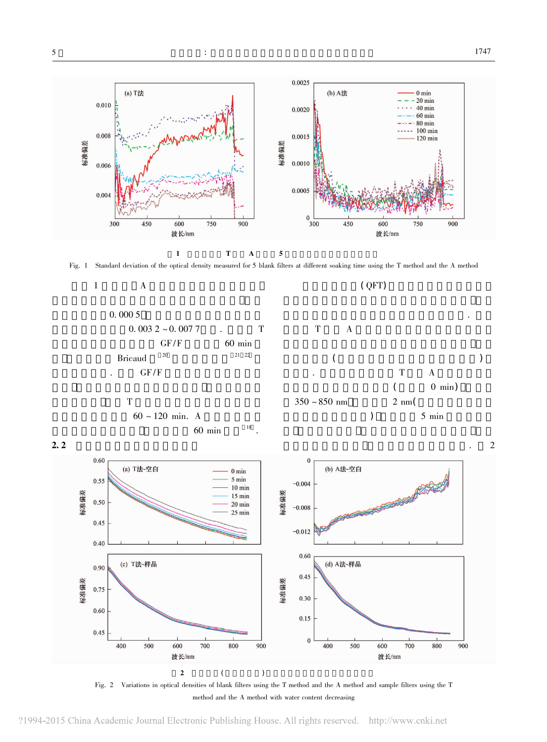1 A 0. 000 5 0. 003 2 ~ 0. 007 7 . T GF/F 60 min Bricaud[20] [21,22] . GF/F T 60 ~ 120 min. A 60 min[18].

## 2.2

(QFT) . T A ( ) . T A (0 min) 350 ~ 850 nm 2 nm( ) 5 min . 2

图 1 T A 5

Fig. 1 Standard deviation of the optical density measured for 5 blank filters at different soaking time using the T method and the A method

图 2 ( )

Fig. 2 Variations in optical densities of blank filters using the T method and the A method and sample filters using the T method and the A method with water content decreasing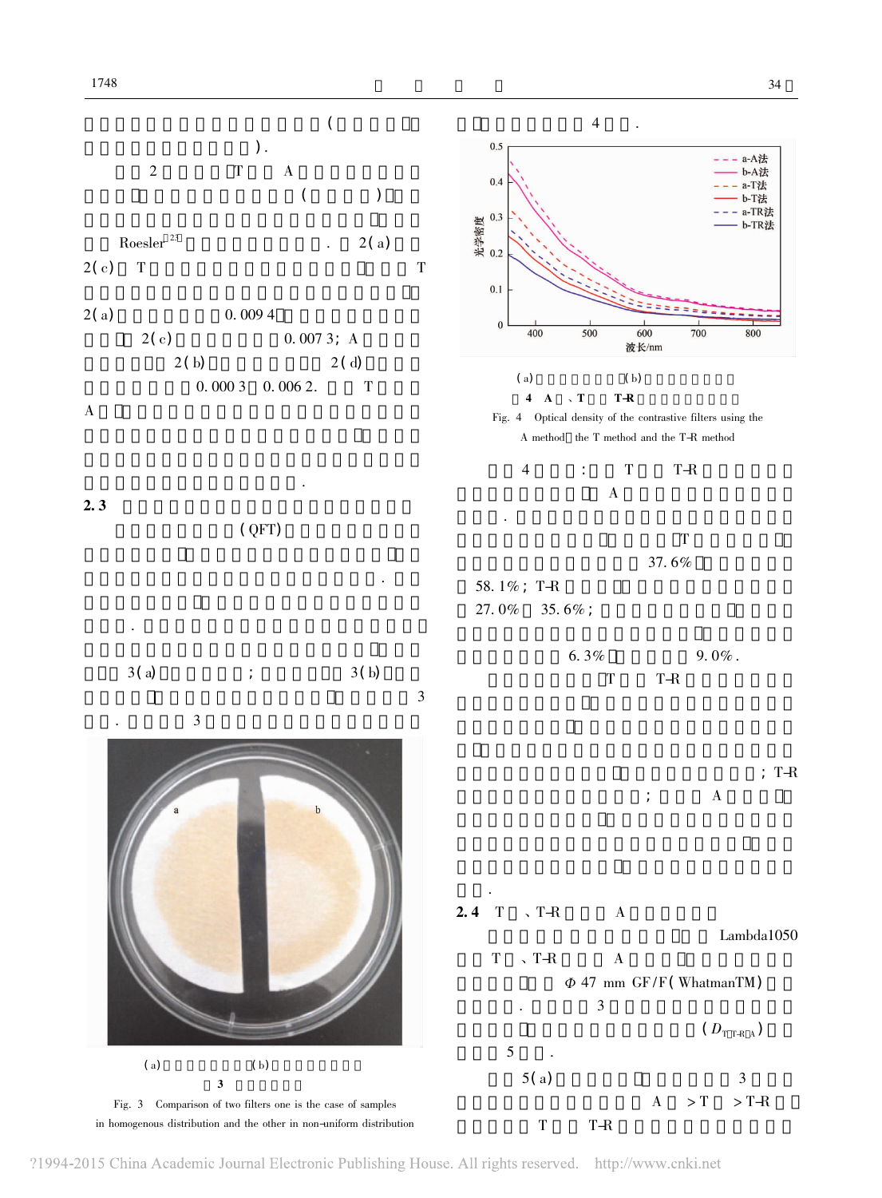( )．

2 T A

( )

Roesler[23] ． 2(a) 2(c) T T

2(a) 0.009 4

2(c) 0.007 3; A

2(b) 2(d)

0.000 3 0.006 2. T

A

．

## 2.3

(QFT)

．

．

3(a) ; 3(b)

3

． 3

(a) (b)

**3**

Fig. 3 Comparison of two filters one is the case of samples in homogenous distribution and the other in non-uniform distribution

4 ．

(a) (b)

**4 A 、T T-R**

Fig. 4 Optical density of the contrastive filters using the A method the T method and the T-R method

4 : T T-R

A

．

T

37.6%

58.1%; T-R

27.0% 35.6%;

6.3% 9.0%.

T T-R

; T-R

; A

．

## 2.4 T 、T-R A

Lambda1050

T 、T-R A

$\Phi$ 47 mm GF/F(WhatmanTM)

． 3

($D_{T、T-R、A}$)

5 ．

5(a) 3

A >T >T-R

T T-R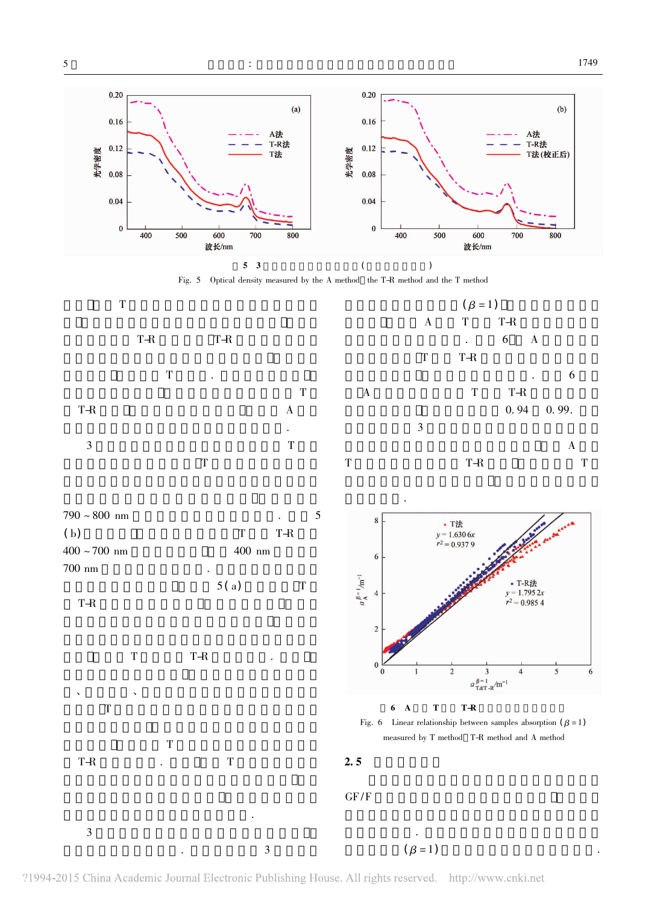图 5　3 种方法测定的光学密度(以某站位为例)

Fig. 5　Optical density measured by the A method, the T-R method and the T method

T

T-R　T-R

T

T

T-R　A

3　T

T

790 ~ 800 nm　5

(b)　T　T-R

400 ~ 700 nm　400 nm

700 nm

5(a)　T

T-R

T　T-R

T

T

T-R　T

3

3

($\beta = 1$)

A　T　T-R

6　A

T　T-R

6

A　T　T-R

0.94　0.99.

3

A

T　T-R　T

图 6　A 法与 T 法、T-R 法测定样品吸收的线性关系

Fig. 6　Linear relationship between samples absorption ($\beta = 1$) measured by T method, T-R method and A method

## 2.5

GF/F

($\beta = 1$)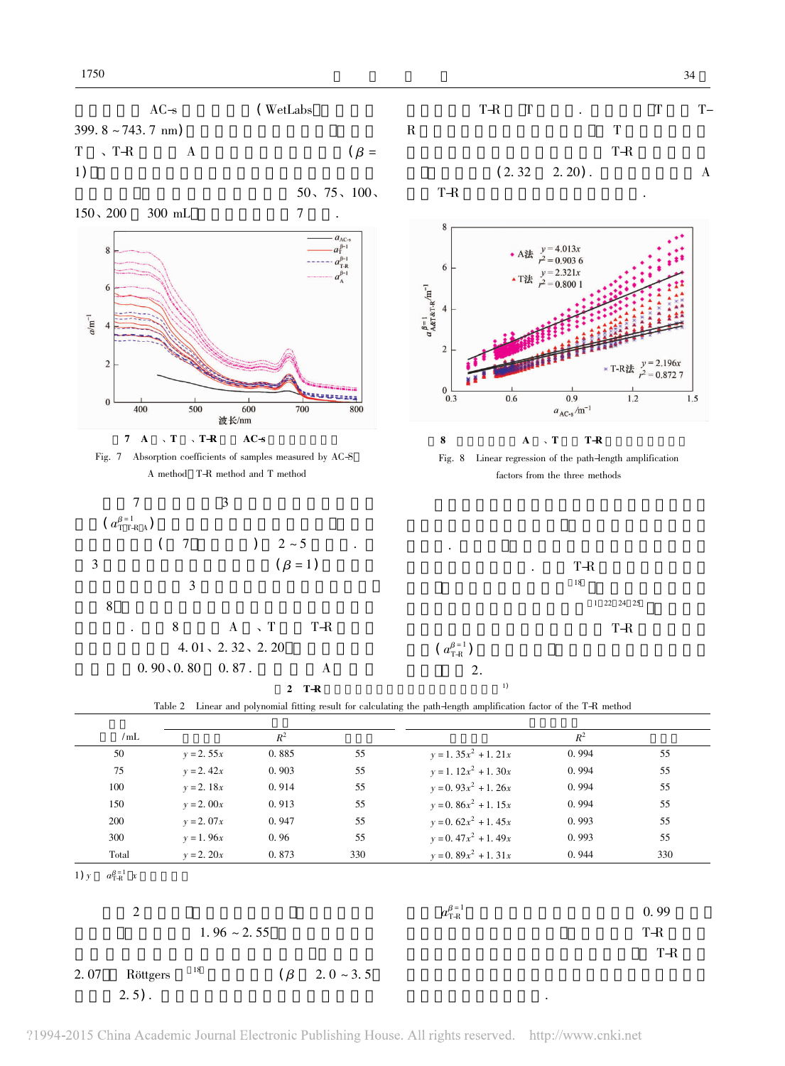AC-s (WetLabs 399.8 ~ 743.7 nm)

T 、T-R A ($\beta$ = 1)

50、75、100、150、200 300 mL 7 .

7 A 、T 、T-R AC-s

Fig. 7 Absorption coefficients of samples measured by AC-S A method, T-R method and T method

T-R T . T T-

R T

T-R

(2.32 2.20). A

T-R .

8 A 、T T-R

Fig. 8 Linear regression of the path-length amplification factors from the three methods

7 3

($a^{\beta=1}_{T、T-R、A}$)

(7 ) 2 ~ 5 .

3 ($\beta$ = 1)

3

8

. 8 A 、T T-R

4.01、2.32、2.20

0.90、0.80 0.87 . A

. T-R

[18]

[1,22,24,25]

T-R

($a^{\beta=1}_{T-R}$)

2.

2 T-R [1)]

Table 2 Linear and polynomial fitting result for calculating the path-length amplification factor of the T-R method

| /mL | | $R^2$ | | | $R^2$ | |
|---|---|---|---|---|---|---|
| 50 | $y = 2.55x$ | 0.885 | 55 | $y = 1.35x^2 + 1.21x$ | 0.994 | 55 |
| 75 | $y = 2.42x$ | 0.903 | 55 | $y = 1.12x^2 + 1.30x$ | 0.994 | 55 |
| 100 | $y = 2.18x$ | 0.914 | 55 | $y = 0.93x^2 + 1.26x$ | 0.994 | 55 |
| 150 | $y = 2.00x$ | 0.913 | 55 | $y = 0.86x^2 + 1.15x$ | 0.994 | 55 |
| 200 | $y = 2.07x$ | 0.947 | 55 | $y = 0.62x^2 + 1.45x$ | 0.993 | 55 |
| 300 | $y = 1.96x$ | 0.96 | 55 | $y = 0.47x^2 + 1.49x$ | 0.993 | 55 |
| Total | $y = 2.20x$ | 0.873 | 330 | $y = 0.89x^2 + 1.31x$ | 0.944 | 330 |

1) $y$ $a^{\beta=1}_{T-R}$ $x$

2

1.96 ~ 2.55

2.07 Röttgers [18] ($\beta$ 2.0 ~ 3.5

2.5).

$a^{\beta=1}_{T-R}$ 0.99

T-R

T-R

.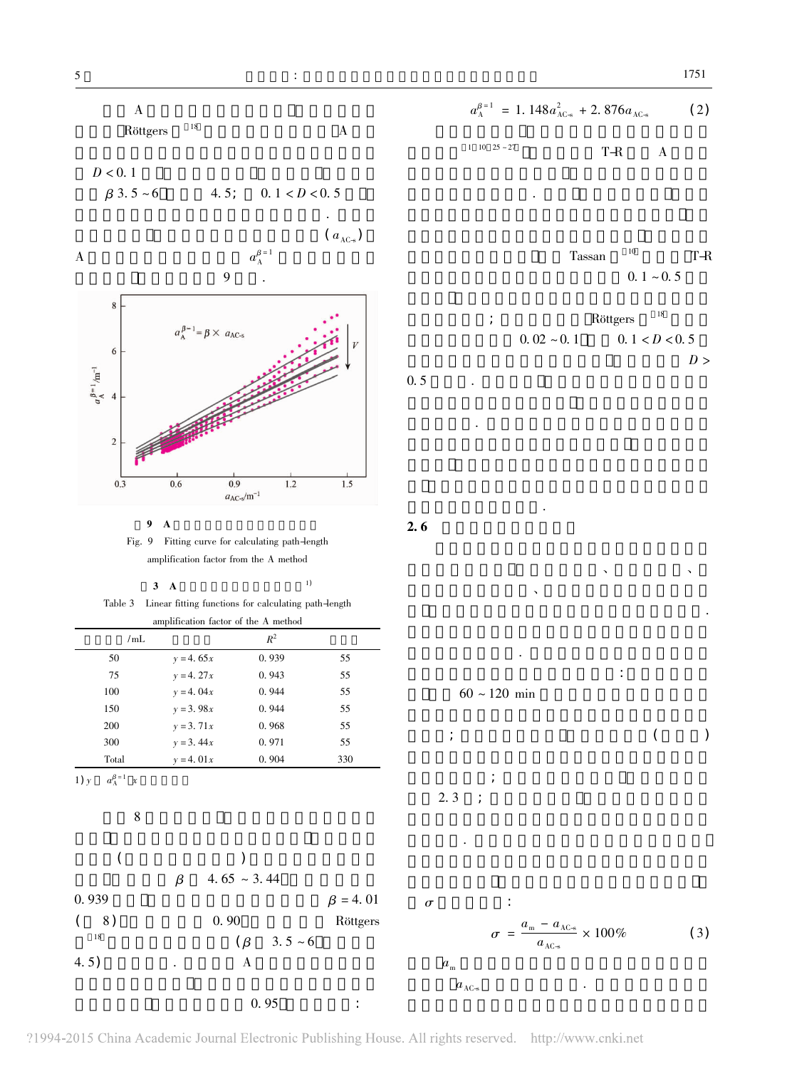A

Röttgers[18] A

$D < 0.1$

$\beta$ 3.5 ~ 6 4.5; $0.1 < D < 0.5$

. ($a_{AC\text{-}s}$)

A $a_A^{\beta=1}$

9 .

9 A

Fig. 9 Fitting curve for calculating path-length amplification factor from the A method

3 A [1)]

Table 3 Linear fitting functions for calculating path-length amplification factor of the A method

| /mL | | $R^2$ | |
|---|---|---|---|
| 50 | $y = 4.65x$ | 0.939 | 55 |
| 75 | $y = 4.27x$ | 0.943 | 55 |
| 100 | $y = 4.04x$ | 0.944 | 55 |
| 150 | $y = 3.98x$ | 0.944 | 55 |
| 200 | $y = 3.71x$ | 0.968 | 55 |
| 300 | $y = 3.44x$ | 0.971 | 55 |
| Total | $y = 4.01x$ | 0.904 | 330 |

1) $y$ $a_A^{\beta=1}$ $x$

8

( )

$\beta$ 4.65 ~ 3.44

0.939 $\beta = 4.01$

( 8) 0.90 Röttgers

[18] ($\beta$ 3.5 ~ 6

4.5) . A

0.95 :

$$a_A^{\beta=1} = 1.148a_{AC\text{-}s}^2 + 2.876a_{AC\text{-}s} \tag{2}$$

[1, 10, 25 ~ 27] T-R A

.

Tassan[10] T-R

0.1 ~ 0.5

; Röttgers[18]

0.02 ~ 0.1 $0.1 < D < 0.5$

$D >$

0.5 .

.

.

## 2.6

.

.

:

60 ~ 120 min

; ( )

;

2.3 ;

.

$\sigma$ :

$$\sigma = \frac{a_m - a_{AC\text{-}s}}{a_{AC\text{-}s}} \times 100\% \tag{3}$$

$a_m$

$a_{AC\text{-}s}$ .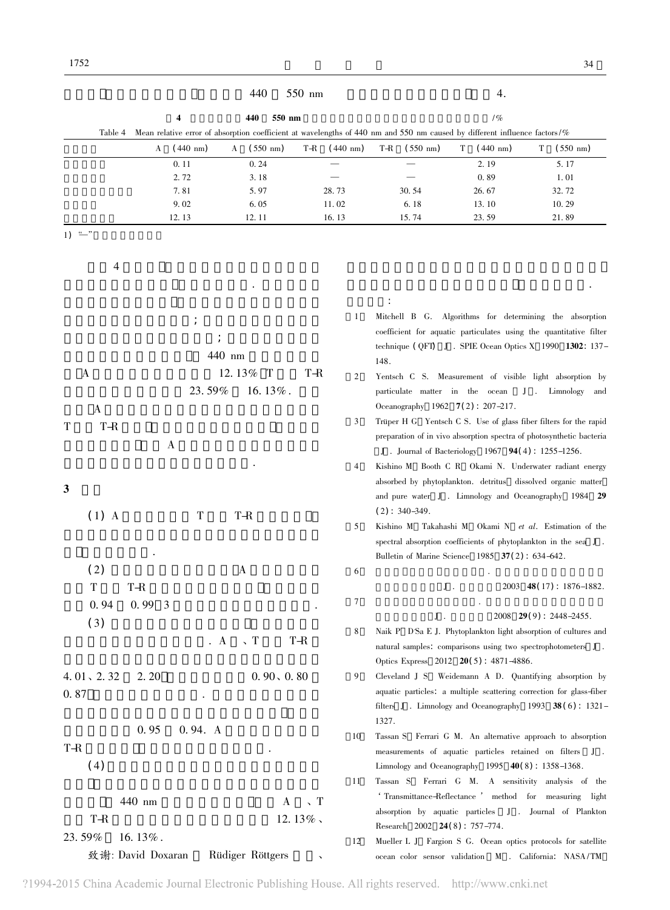440 550 nm 4.

**4** **440 550 nm** /%

Table 4 Mean relative error of absorption coefficient at wavelengths of 440 nm and 550 nm caused by different influence factors/%

| | A (440 nm) | A (550 nm) | T-R (440 nm) | T-R (550 nm) | T (440 nm) | T (550 nm) |
|---|---|---|---|---|---|---|
| | 0.11 | 0.24 | — | — | 2.19 | 5.17 |
| | 2.72 | 3.18 | — | — | 0.89 | 1.01 |
| | 7.81 | 5.97 | 28.73 | 30.54 | 26.67 | 32.72 |
| | 9.02 | 6.05 | 11.02 | 6.18 | 13.10 | 10.29 |
| | 12.13 | 12.11 | 16.13 | 15.74 | 23.59 | 21.89 |

1) "—"

4 .

;

;

440 nm

A 12.13% T T-R

23.59% 16.13%.

A

T T-R

A

.

.

## 3

(1) A T T-R

.

(2) A

T T-R

0.94 0.99 3 .

(3)

. A 、T T-R

4.01、2.32 2.20 0.90、0.80

0.87 .

0.95 0.94. A

T-R .

(4)

440 nm A 、T

T-R 12.13%、

23.59% 16.13%.

致谢: David Doxaran Rüdiger Röttgers 、

.

:

[1] Mitchell B G. Algorithms for determining the absorption coefficient for aquatic particulates using the quantitative filter technique (QFT) [J]. SPIE Ocean Optics X, 1990, **1302**: 137-148.

[2] Yentsch C S. Measurement of visible light absorption by particulate matter in the ocean [J]. Limnology and Oceanography, 1962, **7**(2): 207-217.

[3] Trüper H G, Yentsch C S. Use of glass fiber filters for the rapid preparation of in vivo absorption spectra of photosynthetic bacteria [J]. Journal of Bacteriology, 1967, **94**(4): 1255-1256.

[4] Kishino M, Booth C R, Okami N. Underwater radiant energy absorbed by phytoplankton, detritus, dissolved organic matter, and pure water [J]. Limnology and Oceanography, 1984, **29**(2): 340-349.

[5] Kishino M, Takahashi M, Okami N, *et al*. Estimation of the spectral absorption coefficients of phytoplankton in the sea [J]. Bulletin of Marine Science, 1985, **37**(2): 634-642.

[6] . [J]. 2003, **48**(17): 1876-1882.

[7] . [J]. 2008, **29**(9): 2448-2455.

[8] Naik P, D'Sa E J. Phytoplankton light absorption of cultures and natural samples: comparisons using two spectrophotometers [J]. Optics Express, 2012, **20**(5): 4871-4886.

[9] Cleveland J S, Weidemann A D. Quantifying absorption by aquatic particles: a multiple scattering correction for glass-fiber filters [J]. Limnology and Oceanography, 1993, **38**(6): 1321-1327.

[10] Tassan S, Ferrari G M. An alternative approach to absorption measurements of aquatic particles retained on filters [J]. Limnology and Oceanography, 1995, **40**(8): 1358-1368.

[11] Tassan S, Ferrari G M. A sensitivity analysis of the 'Transmittance-Reflectance' method for measuring light absorption by aquatic particles [J]. Journal of Plankton Research, 2002, **24**(8): 757-774.

[12] Mueller L J, Fargion S G. Ocean optics protocols for satellite ocean color sensor validation [M]. California: NASA/TM,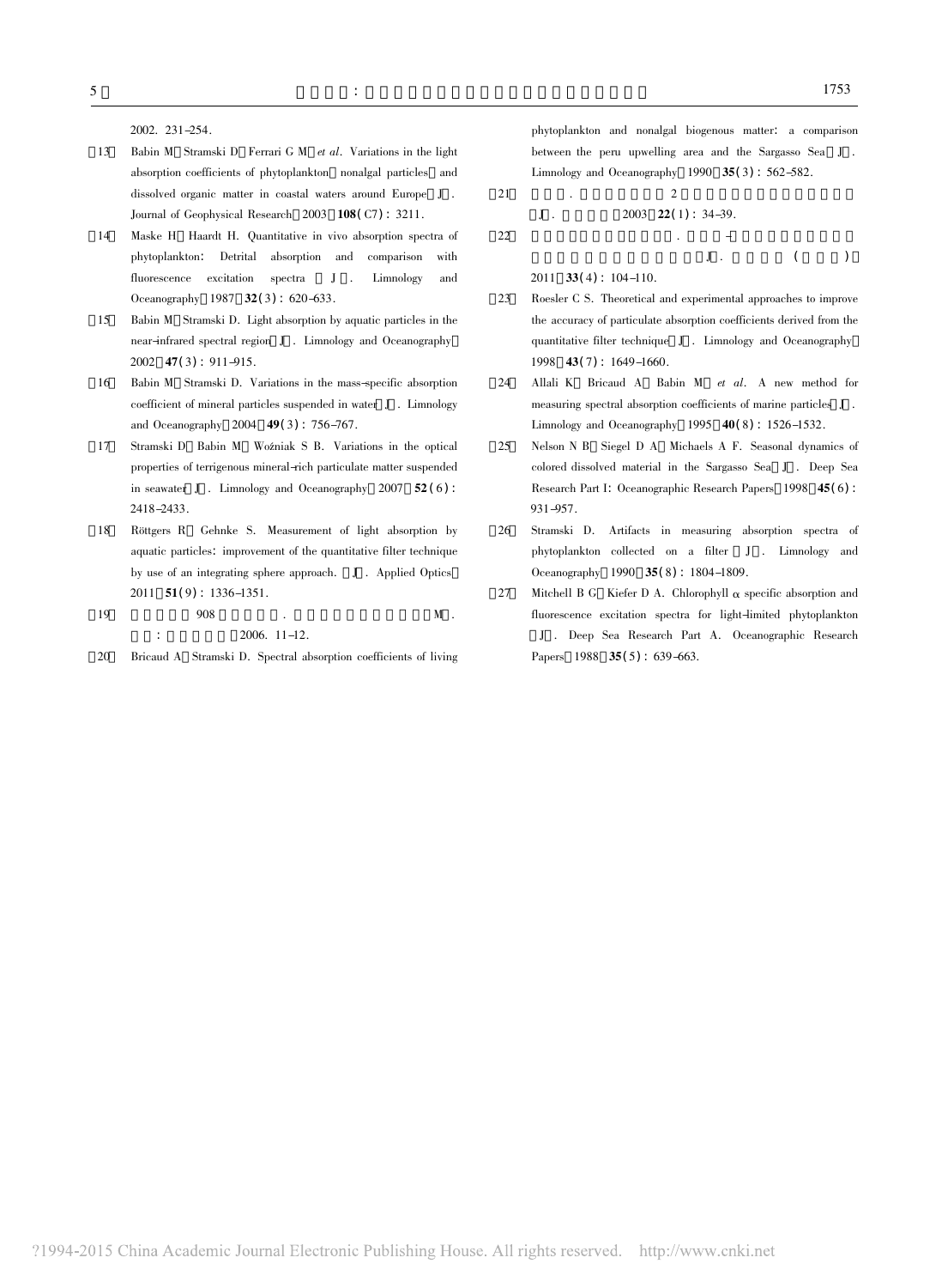2002. 231–254.

[13] Babin M, Stramski D, Ferrari G M, *et al*. Variations in the light absorption coefficients of phytoplankton, nonalgal particles, and dissolved organic matter in coastal waters around Europe[J]. Journal of Geophysical Research, 2003, **108**(C7): 3211.

[14] Maske H, Haardt H. Quantitative in vivo absorption spectra of phytoplankton: Detrital absorption and comparison with fluorescence excitation spectra [J]. Limnology and Oceanography, 1987, **32**(3): 620–633.

[15] Babin M, Stramski D. Light absorption by aquatic particles in the near-infrared spectral region[J]. Limnology and Oceanography, 2002, **47**(3): 911–915.

[16] Babin M, Stramski D. Variations in the mass-specific absorption coefficient of mineral particles suspended in water[J]. Limnology and Oceanography, 2004, **49**(3): 756–767.

[17] Stramski D, Babin M, Woźniak S B. Variations in the optical properties of terrigenous mineral-rich particulate matter suspended in seawater[J]. Limnology and Oceanography, 2007, **52**(6): 2418–2433.

[18] Röttgers R, Gehnke S. Measurement of light absorption by aquatic particles: improvement of the quantitative filter technique by use of an integrating sphere approach [J]. Applied Optics, 2011, **51**(9): 1336–1351.

[19] 908 . M . : 2006. 11–12.

[20] Bricaud A, Stramski D. Spectral absorption coefficients of living phytoplankton and nonalgal biogenous matter: a comparison between the peru upwelling area and the Sargasso Sea[J]. Limnology and Oceanography, 1990, **35**(3): 562–582.

[21] . 2 J . 2003, **22**(1): 34–39.

[22] . – J . ( ) 2011, **33**(4): 104–110.

[23] Roesler C S. Theoretical and experimental approaches to improve the accuracy of particulate absorption coefficients derived from the quantitative filter technique[J]. Limnology and Oceanography, 1998, **43**(7): 1649–1660.

[24] Allali K, Bricaud A, Babin M, *et al*. A new method for measuring spectral absorption coefficients of marine particles[J]. Limnology and Oceanography, 1995, **40**(8): 1526–1532.

[25] Nelson N B, Siegel D A, Michaels A F. Seasonal dynamics of colored dissolved material in the Sargasso Sea[J]. Deep Sea Research Part I: Oceanographic Research Papers, 1998, **45**(6): 931–957.

[26] Stramski D. Artifacts in measuring absorption spectra of phytoplankton collected on a filter [J]. Limnology and Oceanography, 1990, **35**(8): 1804–1809.

[27] Mitchell B G, Kiefer D A. Chlorophyll $\alpha$ specific absorption and fluorescence excitation spectra for light-limited phytoplankton [J]. Deep Sea Research Part A. Oceanographic Research Papers, 1988, **35**(5): 639–663.